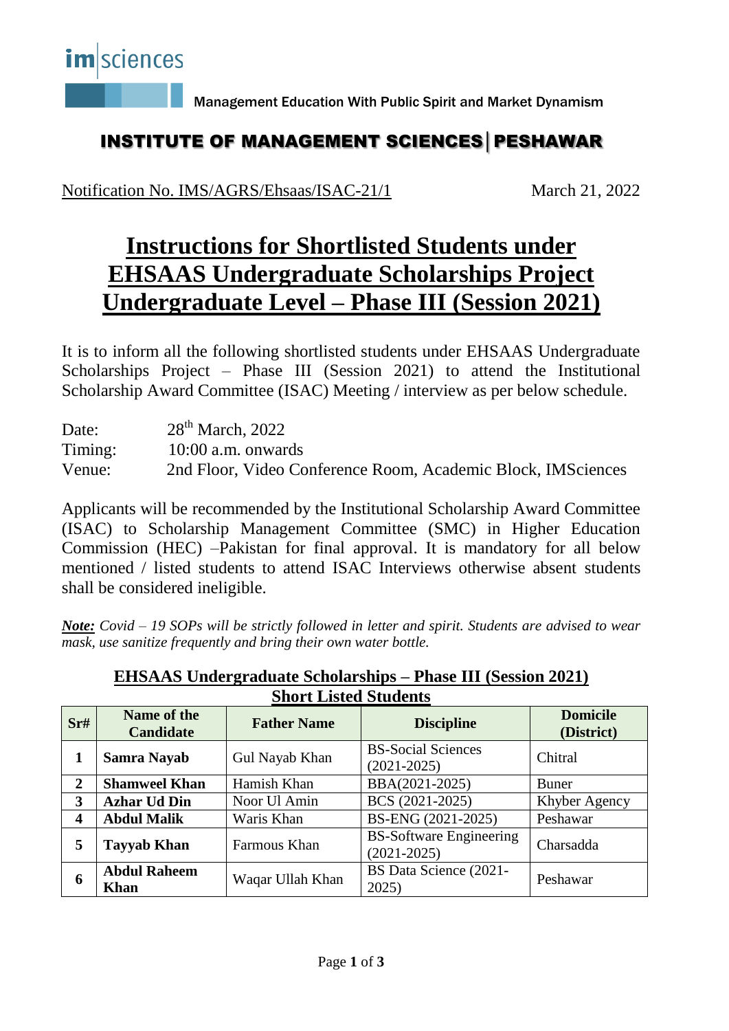imsciences

Management Education With Public Spirit and Market Dynamism

## INSTITUTE OF MANAGEMENT SCIENCES | PESHAWAR

Notification No. IMS/AGRS/Ehsaas/ISAC-21/1 March 21, 2022

# Instructions for Shortlisted Students under EHSAAS Undergraduate Scholarships Project Undergraduate Level – Phase III (Session 2021)

It is to inform all the following shortlisted students under EHSAAS Undergraduate Scholarships Project – Phase III (Session 2021) to attend the Institutional Scholarship Award Committee (ISAC) Meeting / interview as per below schedule.

Date: 28th March, 2022
Timing: 10:00 a.m. onwards
Venue: 2nd Floor, Video Conference Room, Academic Block, IMSciences

Applicants will be recommended by the Institutional Scholarship Award Committee (ISAC) to Scholarship Management Committee (SMC) in Higher Education Commission (HEC) –Pakistan for final approval. It is mandatory for all below mentioned / listed students to attend ISAC Interviews otherwise absent students shall be considered ineligible.

***Note:*** *Covid – 19 SOPs will be strictly followed in letter and spirit. Students are advised to wear mask, use sanitize frequently and bring their own water bottle.*

**EHSAAS Undergraduate Scholarships – Phase III (Session 2021) Short Listed Students**

| Sr# | Name of the Candidate | Father Name | Discipline | Domicile (District) |
|---|---|---|---|---|
| 1 | **Samra Nayab** | Gul Nayab Khan | BS-Social Sciences (2021-2025) | Chitral |
| 2 | **Shamweel Khan** | Hamish Khan | BBA(2021-2025) | Buner |
| 3 | **Azhar Ud Din** | Noor Ul Amin | BCS (2021-2025) | Khyber Agency |
| 4 | **Abdul Malik** | Waris Khan | BS-ENG (2021-2025) | Peshawar |
| 5 | **Tayyab Khan** | Farmous Khan | BS-Software Engineering (2021-2025) | Charsadda |
| 6 | **Abdul Raheem Khan** | Waqar Ullah Khan | BS Data Science (2021-2025) | Peshawar |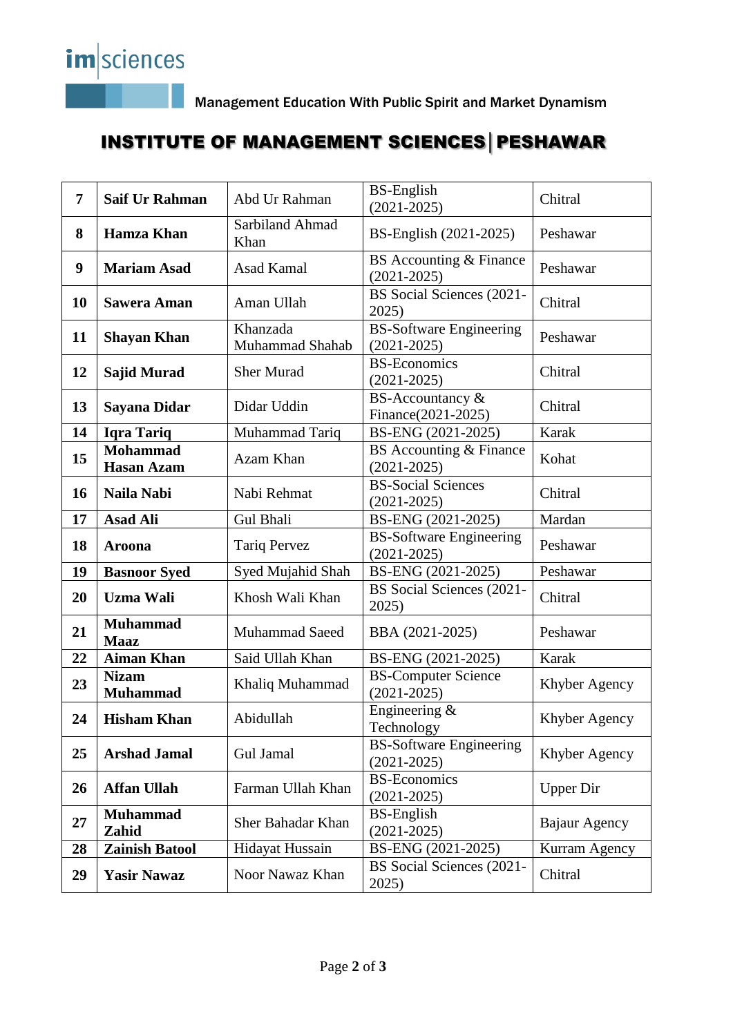im|sciences

Management Education With Public Spirit and Market Dynamism

# INSTITUTE OF MANAGEMENT SCIENCES | PESHAWAR

| | | | | |
|---|---|---|---|---|
| **7** | **Saif Ur Rahman** | Abd Ur Rahman | BS-English (2021-2025) | Chitral |
| **8** | **Hamza Khan** | Sarbiland Ahmad Khan | BS-English (2021-2025) | Peshawar |
| **9** | **Mariam Asad** | Asad Kamal | BS Accounting & Finance (2021-2025) | Peshawar |
| **10** | **Sawera Aman** | Aman Ullah | BS Social Sciences (2021-2025) | Chitral |
| **11** | **Shayan Khan** | Khanzada Muhammad Shahab | BS-Software Engineering (2021-2025) | Peshawar |
| **12** | **Sajid Murad** | Sher Murad | BS-Economics (2021-2025) | Chitral |
| **13** | **Sayana Didar** | Didar Uddin | BS-Accountancy & Finance(2021-2025) | Chitral |
| **14** | **Iqra Tariq** | Muhammad Tariq | BS-ENG (2021-2025) | Karak |
| **15** | **Mohammad Hasan Azam** | Azam Khan | BS Accounting & Finance (2021-2025) | Kohat |
| **16** | **Naila Nabi** | Nabi Rehmat | BS-Social Sciences (2021-2025) | Chitral |
| **17** | **Asad Ali** | Gul Bhali | BS-ENG (2021-2025) | Mardan |
| **18** | **Aroona** | Tariq Pervez | BS-Software Engineering (2021-2025) | Peshawar |
| **19** | **Basnoor Syed** | Syed Mujahid Shah | BS-ENG (2021-2025) | Peshawar |
| **20** | **Uzma Wali** | Khosh Wali Khan | BS Social Sciences (2021-2025) | Chitral |
| **21** | **Muhammad Maaz** | Muhammad Saeed | BBA (2021-2025) | Peshawar |
| **22** | **Aiman Khan** | Said Ullah Khan | BS-ENG (2021-2025) | Karak |
| **23** | **Nizam Muhammad** | Khaliq Muhammad | BS-Computer Science (2021-2025) | Khyber Agency |
| **24** | **Hisham Khan** | Abidullah | Engineering & Technology | Khyber Agency |
| **25** | **Arshad Jamal** | Gul Jamal | BS-Software Engineering (2021-2025) | Khyber Agency |
| **26** | **Affan Ullah** | Farman Ullah Khan | BS-Economics (2021-2025) | Upper Dir |
| **27** | **Muhammad Zahid** | Sher Bahadar Khan | BS-English (2021-2025) | Bajaur Agency |
| **28** | **Zainish Batool** | Hidayat Hussain | BS-ENG (2021-2025) | Kurram Agency |
| **29** | **Yasir Nawaz** | Noor Nawaz Khan | BS Social Sciences (2021-2025) | Chitral |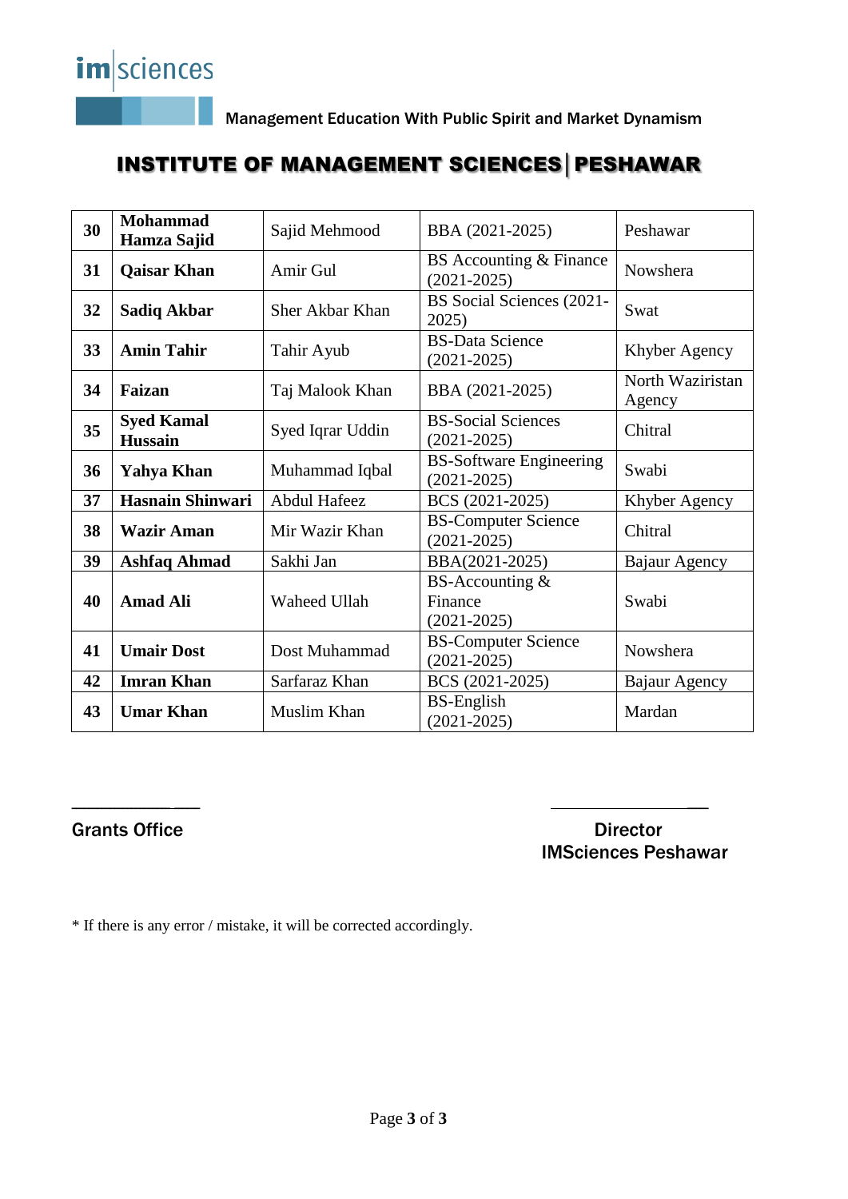im|sciences

Management Education With Public Spirit and Market Dynamism

# INSTITUTE OF MANAGEMENT SCIENCES | PESHAWAR

| | | | | |
|---|---|---|---|---|
| **30** | **Mohammad Hamza Sajid** | Sajid Mehmood | BBA (2021-2025) | Peshawar |
| **31** | **Qaisar Khan** | Amir Gul | BS Accounting & Finance (2021-2025) | Nowshera |
| **32** | **Sadiq Akbar** | Sher Akbar Khan | BS Social Sciences (2021-2025) | Swat |
| **33** | **Amin Tahir** | Tahir Ayub | BS-Data Science (2021-2025) | Khyber Agency |
| **34** | **Faizan** | Taj Malook Khan | BBA (2021-2025) | North Waziristan Agency |
| **35** | **Syed Kamal Hussain** | Syed Iqrar Uddin | BS-Social Sciences (2021-2025) | Chitral |
| **36** | **Yahya Khan** | Muhammad Iqbal | BS-Software Engineering (2021-2025) | Swabi |
| **37** | **Hasnain Shinwari** | Abdul Hafeez | BCS (2021-2025) | Khyber Agency |
| **38** | **Wazir Aman** | Mir Wazir Khan | BS-Computer Science (2021-2025) | Chitral |
| **39** | **Ashfaq Ahmad** | Sakhi Jan | BBA(2021-2025) | Bajaur Agency |
| **40** | **Amad Ali** | Waheed Ullah | BS-Accounting & Finance (2021-2025) | Swabi |
| **41** | **Umair Dost** | Dost Muhammad | BS-Computer Science (2021-2025) | Nowshera |
| **42** | **Imran Khan** | Sarfaraz Khan | BCS (2021-2025) | Bajaur Agency |
| **43** | **Umar Khan** | Muslim Khan | BS-English (2021-2025) | Mardan |

_______________ &nbsp;&nbsp;&nbsp;&nbsp;&nbsp;&nbsp;&nbsp;&nbsp;&nbsp;&nbsp;&nbsp;&nbsp;&nbsp;&nbsp;&nbsp;&nbsp;&nbsp;&nbsp;&nbsp;&nbsp; _______________

**Grants Office**

**Director**
**IMSciences Peshawar**

* If there is any error / mistake, it will be corrected accordingly.